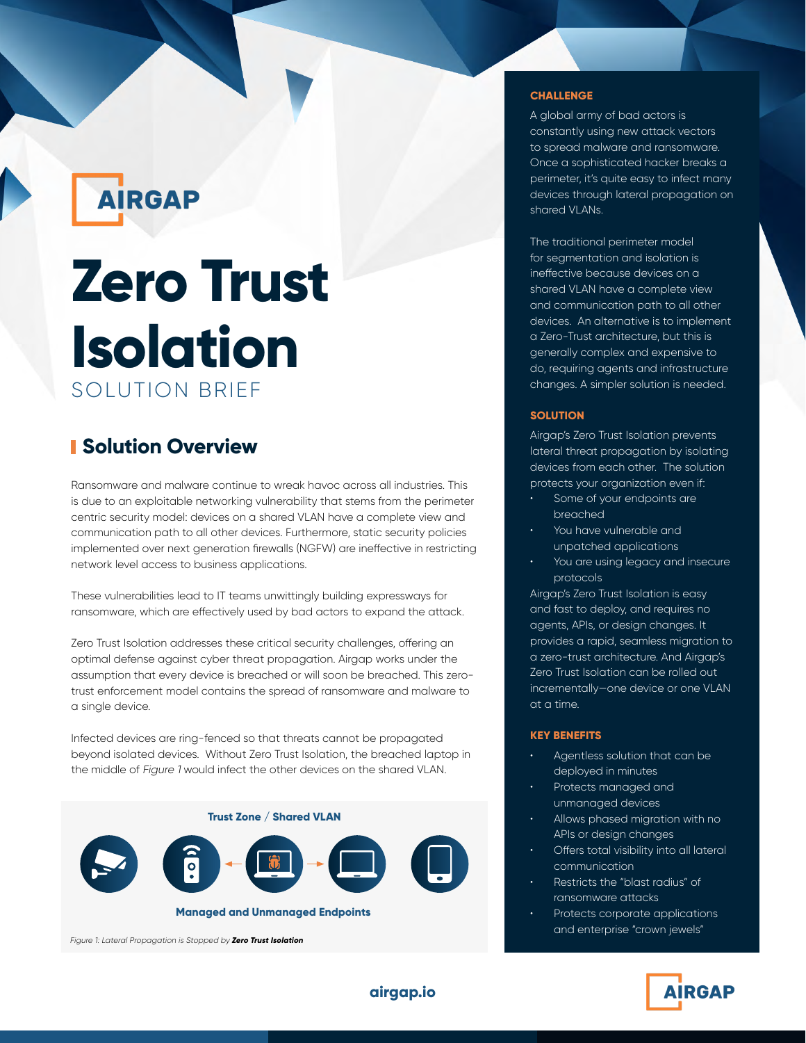AIRGAP

# Zero Trust Isolation

SOLUTION BRIEF

## Solution Overview

Ransomware and malware continue to wreak havoc across all industries. This is due to an exploitable networking vulnerability that stems from the perimeter centric security model: devices on a shared VLAN have a complete view and communication path to all other devices. Furthermore, static security policies implemented over next generation firewalls (NGFW) are ineffective in restricting network level access to business applications.

These vulnerabilities lead to IT teams unwittingly building expressways for ransomware, which are effectively used by bad actors to expand the attack.

Zero Trust Isolation addresses these critical security challenges, offering an optimal defense against cyber threat propagation. Airgap works under the assumption that every device is breached or will soon be breached. This zero-trust enforcement model contains the spread of ransomware and malware to a single device.

Infected devices are ring-fenced so that threats cannot be propagated beyond isolated devices. Without Zero Trust Isolation, the breached laptop in the middle of *Figure 1* would infect the other devices on the shared VLAN.

Trust Zone / Shared VLAN

Managed and Unmanaged Endpoints

*Figure 1: Lateral Propagation is Stopped by **Zero Trust Isolation***

### CHALLENGE

A global army of bad actors is constantly using new attack vectors to spread malware and ransomware. Once a sophisticated hacker breaks a perimeter, it's quite easy to infect many devices through lateral propagation on shared VLANs.

The traditional perimeter model for segmentation and isolation is ineffective because devices on a shared VLAN have a complete view and communication path to all other devices. An alternative is to implement a Zero-Trust architecture, but this is generally complex and expensive to do, requiring agents and infrastructure changes. A simpler solution is needed.

### SOLUTION

Airgap's Zero Trust Isolation prevents lateral threat propagation by isolating devices from each other. The solution protects your organization even if:

- Some of your endpoints are breached
- You have vulnerable and unpatched applications
- You are using legacy and insecure protocols

Airgap's Zero Trust Isolation is easy and fast to deploy, and requires no agents, APIs, or design changes. It provides a rapid, seamless migration to a zero-trust architecture. And Airgap's Zero Trust Isolation can be rolled out incrementally—one device or one VLAN at a time.

### KEY BENEFITS

- Agentless solution that can be deployed in minutes
- Protects managed and unmanaged devices
- Allows phased migration with no APIs or design changes
- Offers total visibility into all lateral communication
- Restricts the "blast radius" of ransomware attacks
- Protects corporate applications and enterprise "crown jewels"

airgap.io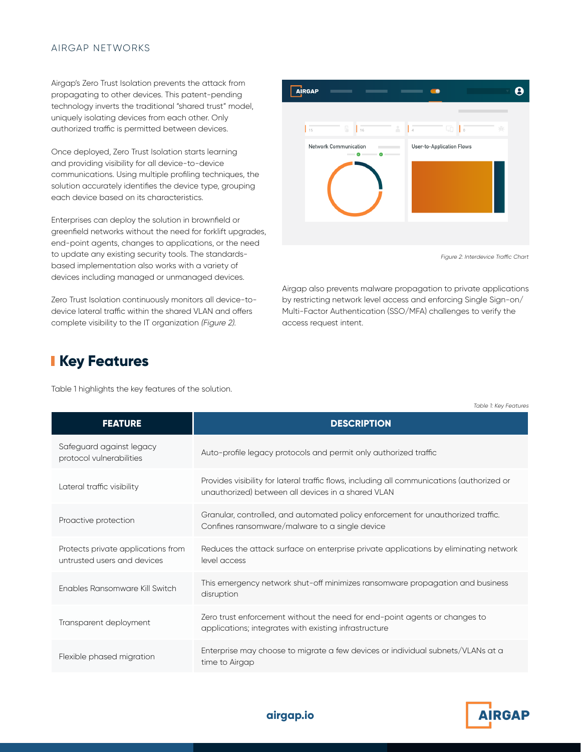Airgap's Zero Trust Isolation prevents the attack from propagating to other devices. This patent-pending technology inverts the traditional "shared trust" model, uniquely isolating devices from each other. Only authorized traffic is permitted between devices.

Once deployed, Zero Trust Isolation starts learning and providing visibility for all device-to-device communications. Using multiple profiling techniques, the solution accurately identifies the device type, grouping each device based on its characteristics.

Enterprises can deploy the solution in brownfield or greenfield networks without the need for forklift upgrades, end-point agents, changes to applications, or the need to update any existing security tools. The standards-based implementation also works with a variety of devices including managed or unmanaged devices.

Zero Trust Isolation continuously monitors all device-to-device lateral traffic within the shared VLAN and offers complete visibility to the IT organization *(Figure 2)*.

*Figure 2: Interdevice Traffic Chart*

Airgap also prevents malware propagation to private applications by restricting network level access and enforcing Single Sign-on/Multi-Factor Authentication (SSO/MFA) challenges to verify the access request intent.

## Key Features

Table 1 highlights the key features of the solution.

*Table 1: Key Features*

| FEATURE | DESCRIPTION |
| --- | --- |
| Safeguard against legacy protocol vulnerabilities | Auto-profile legacy protocols and permit only authorized traffic |
| Lateral traffic visibility | Provides visibility for lateral traffic flows, including all communications (authorized or unauthorized) between all devices in a shared VLAN |
| Proactive protection | Granular, controlled, and automated policy enforcement for unauthorized traffic. Confines ransomware/malware to a single device |
| Protects private applications from untrusted users and devices | Reduces the attack surface on enterprise private applications by eliminating network level access |
| Enables Ransomware Kill Switch | This emergency network shut-off minimizes ransomware propagation and business disruption |
| Transparent deployment | Zero trust enforcement without the need for end-point agents or changes to applications; integrates with existing infrastructure |
| Flexible phased migration | Enterprise may choose to migrate a few devices or individual subnets/VLANs at a time to Airgap |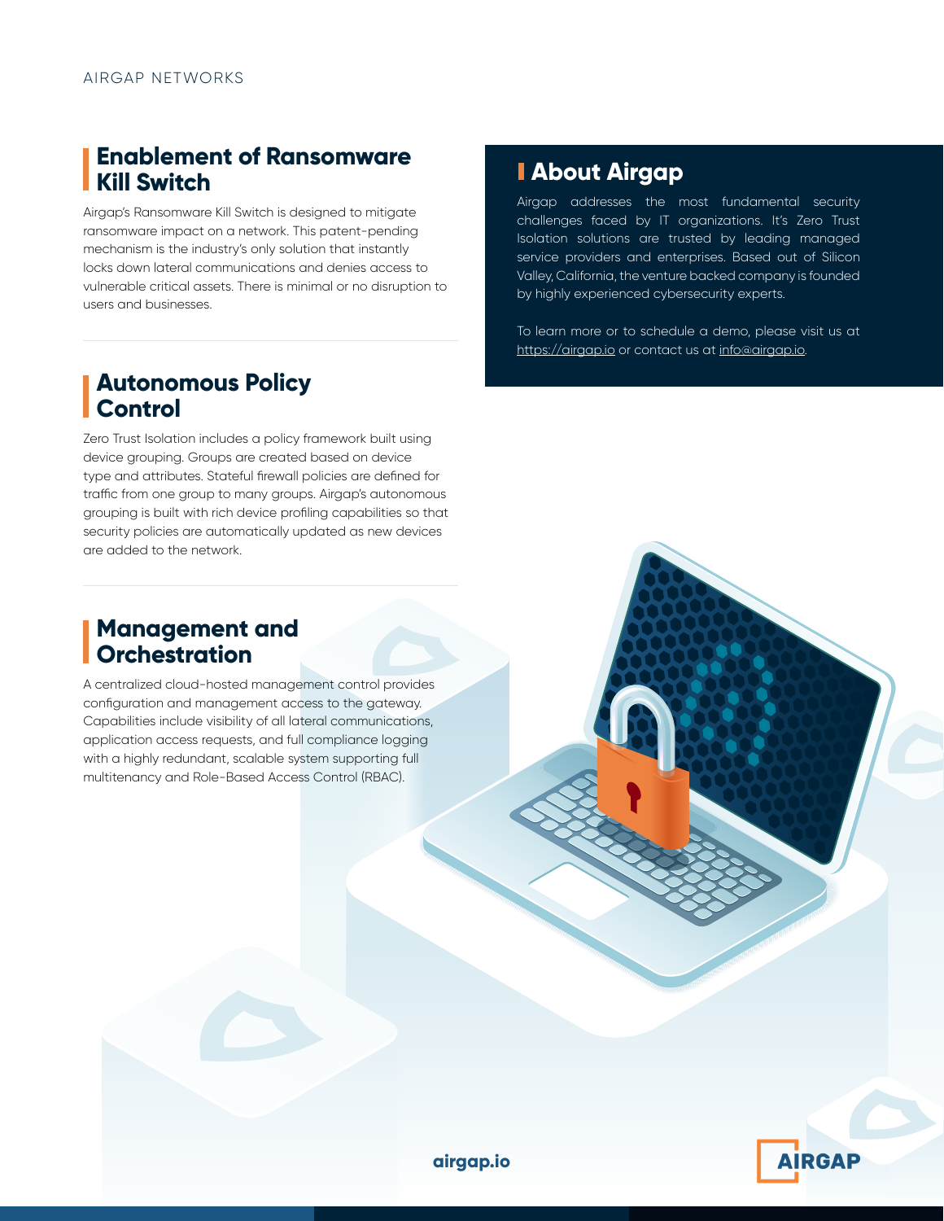## Enablement of Ransomware Kill Switch

Airgap's Ransomware Kill Switch is designed to mitigate ransomware impact on a network. This patent-pending mechanism is the industry's only solution that instantly locks down lateral communications and denies access to vulnerable critical assets. There is minimal or no disruption to users and businesses.

## Autonomous Policy Control

Zero Trust Isolation includes a policy framework built using device grouping. Groups are created based on device type and attributes. Stateful firewall policies are defined for traffic from one group to many groups. Airgap's autonomous grouping is built with rich device profiling capabilities so that security policies are automatically updated as new devices are added to the network.

## Management and Orchestration

A centralized cloud-hosted management control provides configuration and management access to the gateway. Capabilities include visibility of all lateral communications, application access requests, and full compliance logging with a highly redundant, scalable system supporting full multitenancy and Role-Based Access Control (RBAC).

## About Airgap

Airgap addresses the most fundamental security challenges faced by IT organizations. It's Zero Trust Isolation solutions are trusted by leading managed service providers and enterprises. Based out of Silicon Valley, California, the venture backed company is founded by highly experienced cybersecurity experts.

To learn more or to schedule a demo, please visit us at https://airgap.io or contact us at info@airgap.io.

airgap.io

AIRGAP